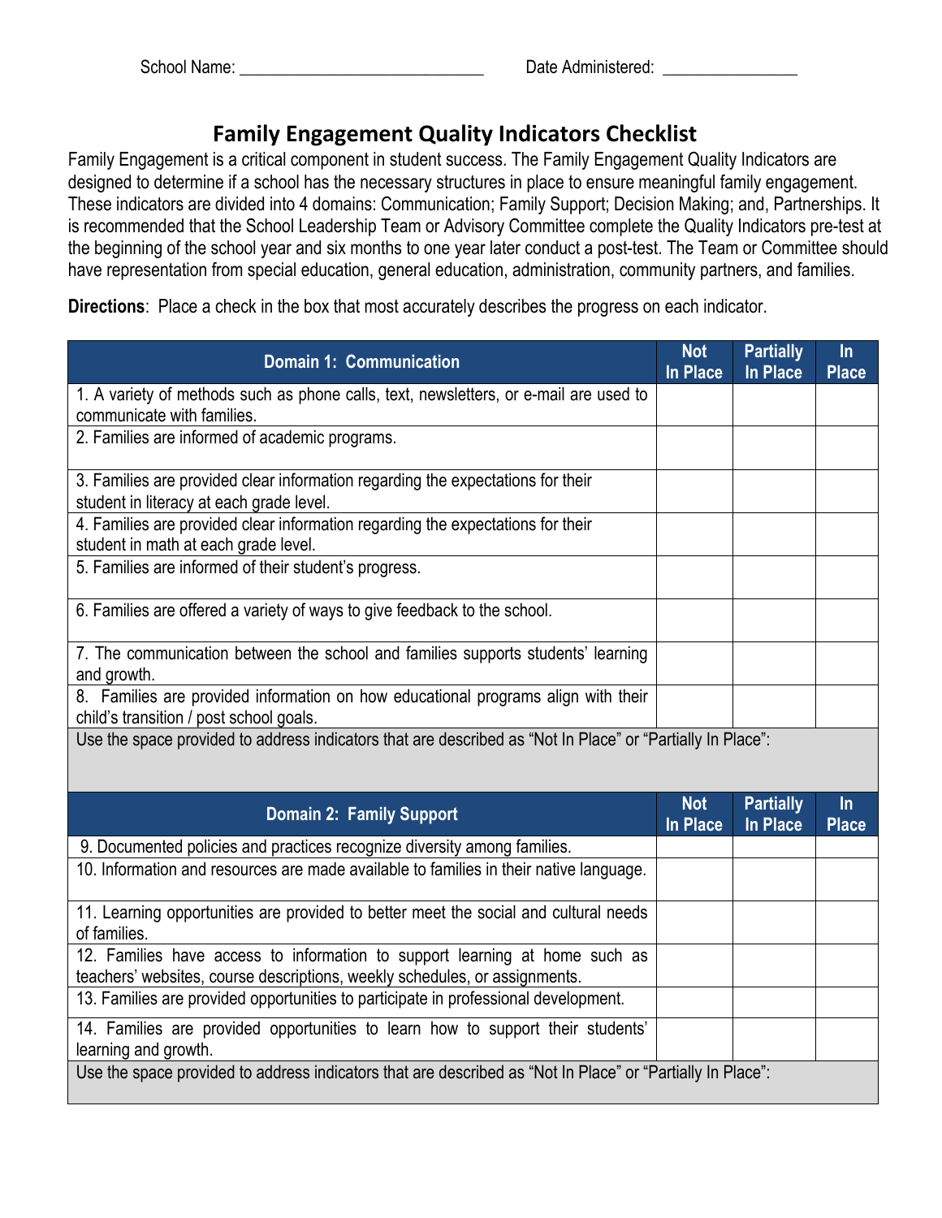School Name: ____________________________ Date Administered: ________________

# Family Engagement Quality Indicators Checklist

Family Engagement is a critical component in student success. The Family Engagement Quality Indicators are designed to determine if a school has the necessary structures in place to ensure meaningful family engagement. These indicators are divided into 4 domains: Communication; Family Support; Decision Making; and, Partnerships. It is recommended that the School Leadership Team or Advisory Committee complete the Quality Indicators pre-test at the beginning of the school year and six months to one year later conduct a post-test. The Team or Committee should have representation from special education, general education, administration, community partners, and families.

**Directions**: Place a check in the box that most accurately describes the progress on each indicator.

| Domain 1: Communication | Not In Place | Partially In Place | In Place |
|---|---|---|---|
| 1. A variety of methods such as phone calls, text, newsletters, or e-mail are used to communicate with families. | | | |
| 2. Families are informed of academic programs. | | | |
| 3. Families are provided clear information regarding the expectations for their student in literacy at each grade level. | | | |
| 4. Families are provided clear information regarding the expectations for their student in math at each grade level. | | | |
| 5. Families are informed of their student's progress. | | | |
| 6. Families are offered a variety of ways to give feedback to the school. | | | |
| 7. The communication between the school and families supports students' learning and growth. | | | |
| 8. Families are provided information on how educational programs align with their child's transition / post school goals. | | | |
| Use the space provided to address indicators that are described as "Not In Place" or "Partially In Place": | | | |

| Domain 2: Family Support | Not In Place | Partially In Place | In Place |
|---|---|---|---|
| 9. Documented policies and practices recognize diversity among families. | | | |
| 10. Information and resources are made available to families in their native language. | | | |
| 11. Learning opportunities are provided to better meet the social and cultural needs of families. | | | |
| 12. Families have access to information to support learning at home such as teachers' websites, course descriptions, weekly schedules, or assignments. | | | |
| 13. Families are provided opportunities to participate in professional development. | | | |
| 14. Families are provided opportunities to learn how to support their students' learning and growth. | | | |
| Use the space provided to address indicators that are described as "Not In Place" or "Partially In Place": | | | |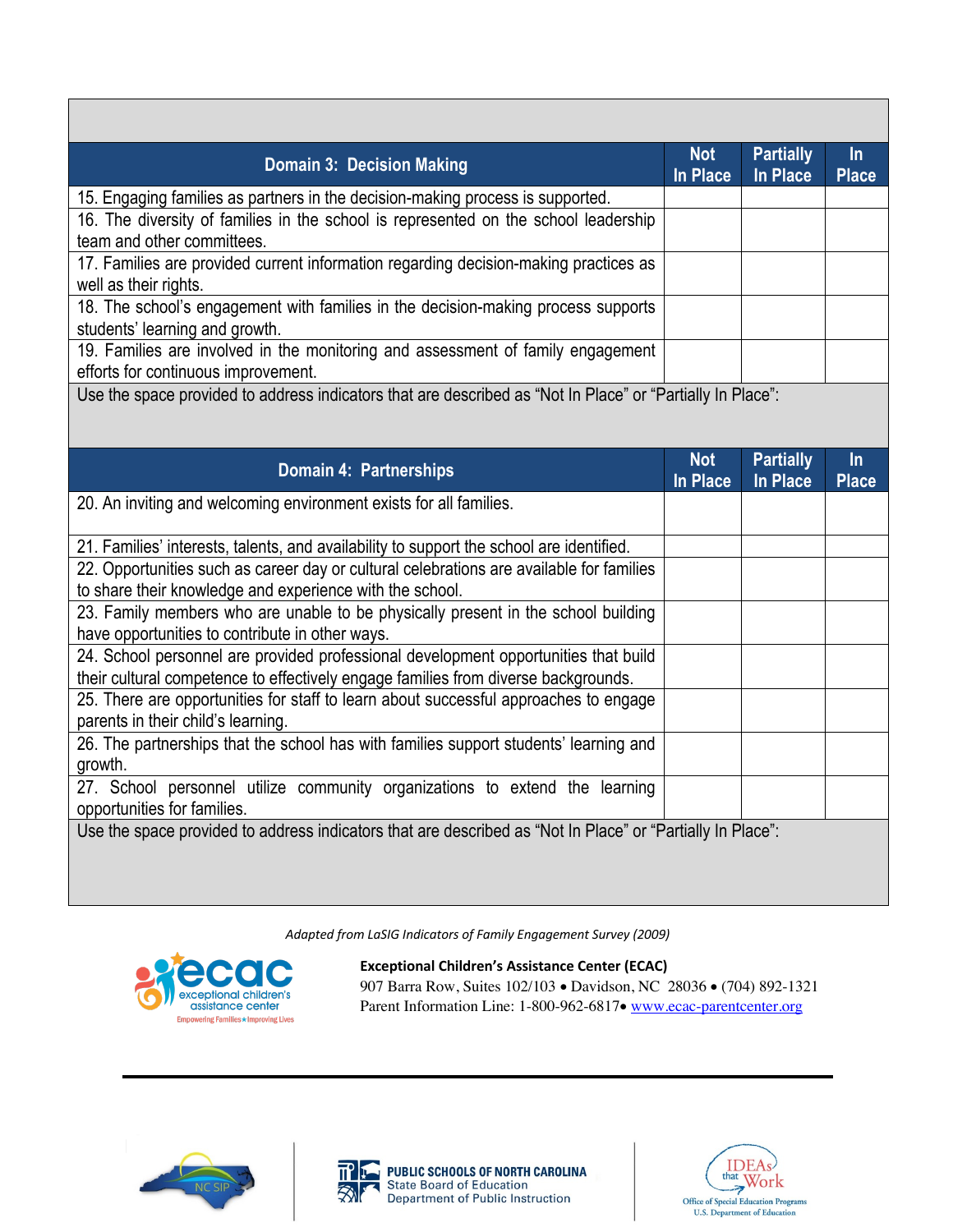| Domain 3: Decision Making | Not In Place | Partially In Place | In Place |
|---|---|---|---|
| 15. Engaging families as partners in the decision-making process is supported. | | | |
| 16. The diversity of families in the school is represented on the school leadership team and other committees. | | | |
| 17. Families are provided current information regarding decision-making practices as well as their rights. | | | |
| 18. The school's engagement with families in the decision-making process supports students' learning and growth. | | | |
| 19. Families are involved in the monitoring and assessment of family engagement efforts for continuous improvement. | | | |
| Use the space provided to address indicators that are described as "Not In Place" or "Partially In Place": | | | |

| Domain 4: Partnerships | Not In Place | Partially In Place | In Place |
|---|---|---|---|
| 20. An inviting and welcoming environment exists for all families. | | | |
| 21. Families' interests, talents, and availability to support the school are identified. | | | |
| 22. Opportunities such as career day or cultural celebrations are available for families to share their knowledge and experience with the school. | | | |
| 23. Family members who are unable to be physically present in the school building have opportunities to contribute in other ways. | | | |
| 24. School personnel are provided professional development opportunities that build their cultural competence to effectively engage families from diverse backgrounds. | | | |
| 25. There are opportunities for staff to learn about successful approaches to engage parents in their child's learning. | | | |
| 26. The partnerships that the school has with families support students' learning and growth. | | | |
| 27. School personnel utilize community organizations to extend the learning opportunities for families. | | | |
| Use the space provided to address indicators that are described as "Not In Place" or "Partially In Place": | | | |

*Adapted from LaSIG Indicators of Family Engagement Survey (2009)*

**Exceptional Children's Assistance Center (ECAC)**
907 Barra Row, Suites 102/103 • Davidson, NC 28036 • (704) 892-1321
Parent Information Line: 1-800-962-6817• www.ecac-parentcenter.org

PUBLIC SCHOOLS OF NORTH CAROLINA
State Board of Education
Department of Public Instruction